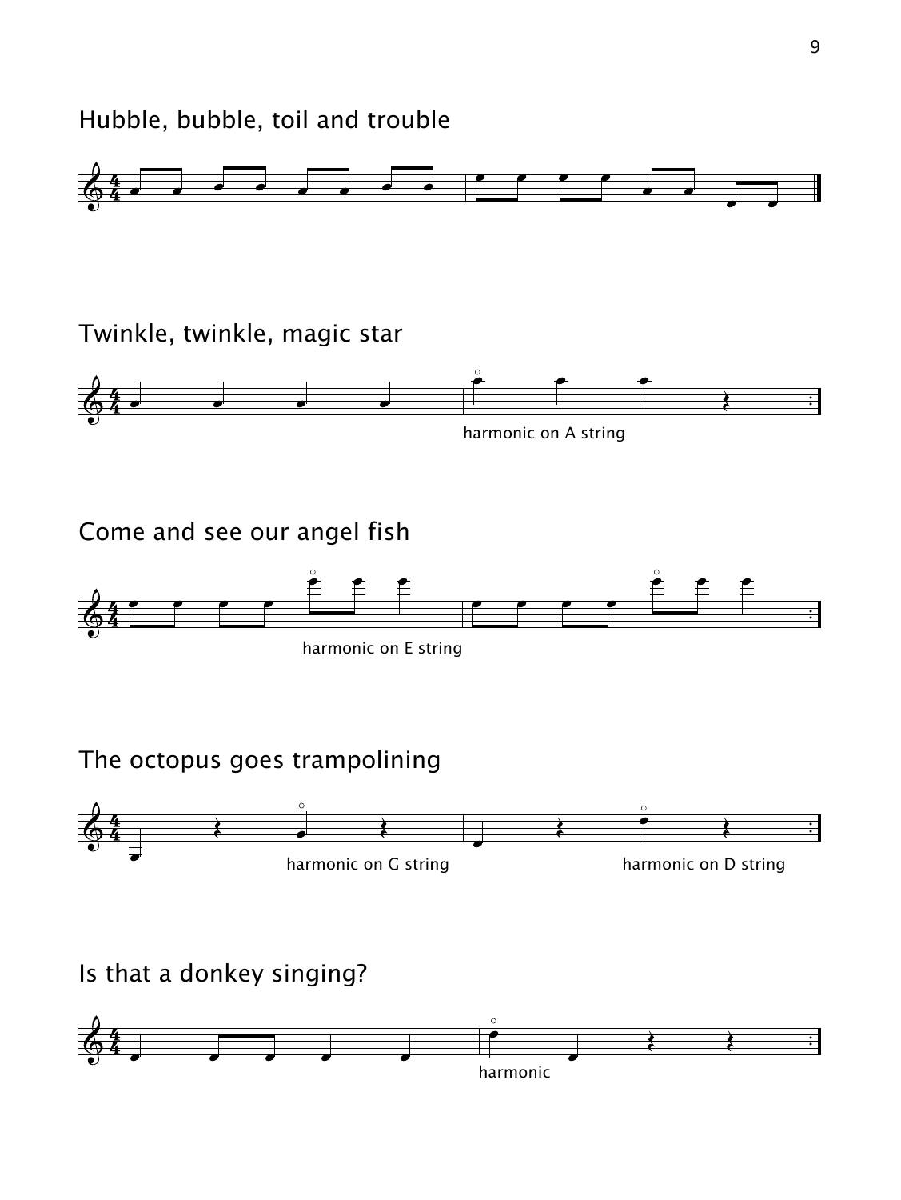## Hubble, bubble, toil and trouble

## Twinkle, twinkle, magic star

harmonic on A string

## Come and see our angel fish

harmonic on E string

## The octopus goes trampolining

harmonic on G string

harmonic on D string

## Is that a donkey singing?

harmonic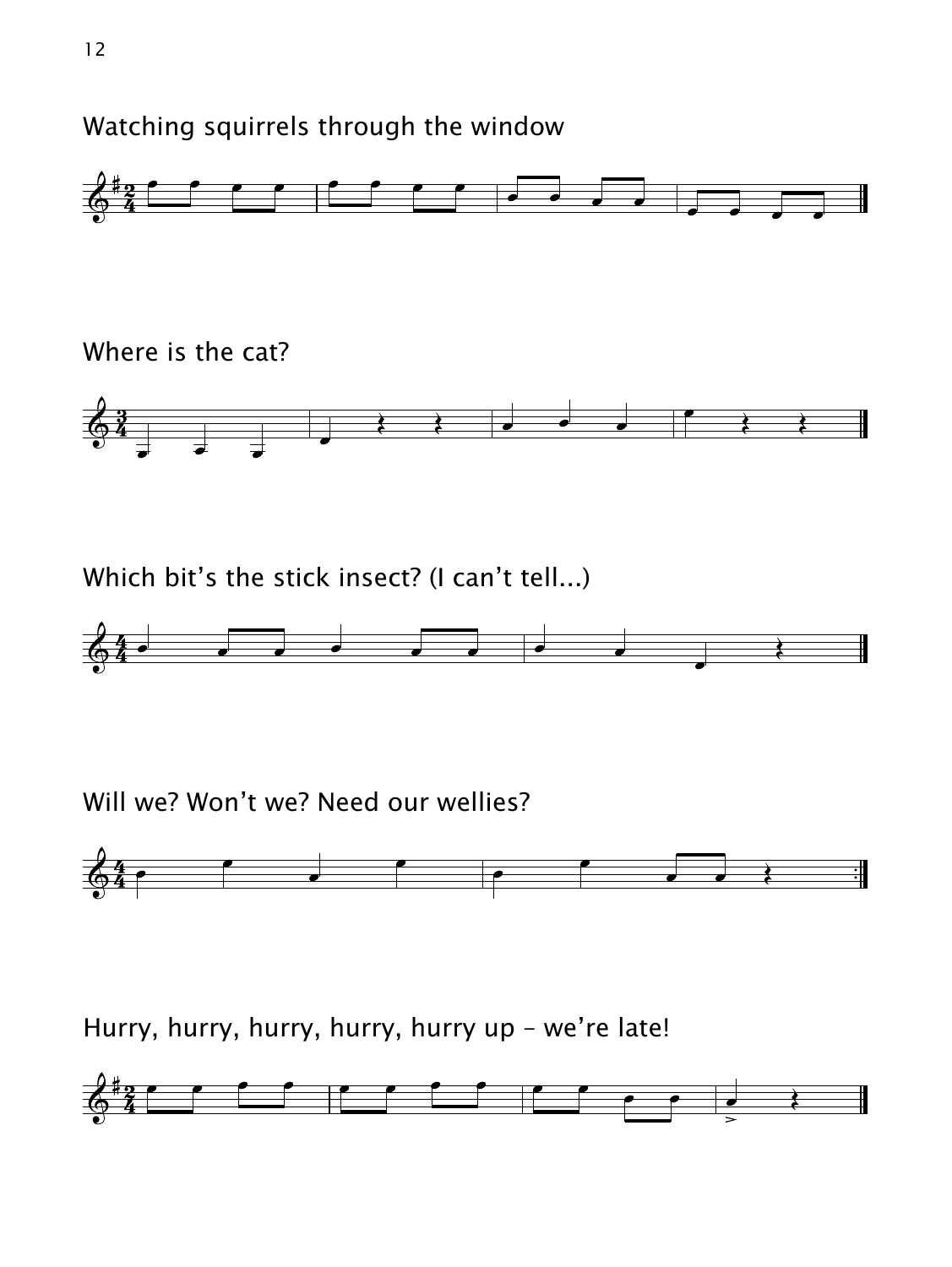Watching squirrels through the window

Where is the cat?

Which bit's the stick insect? (I can't tell...)

Will we? Won't we? Need our wellies?

Hurry, hurry, hurry, hurry, hurry up – we're late!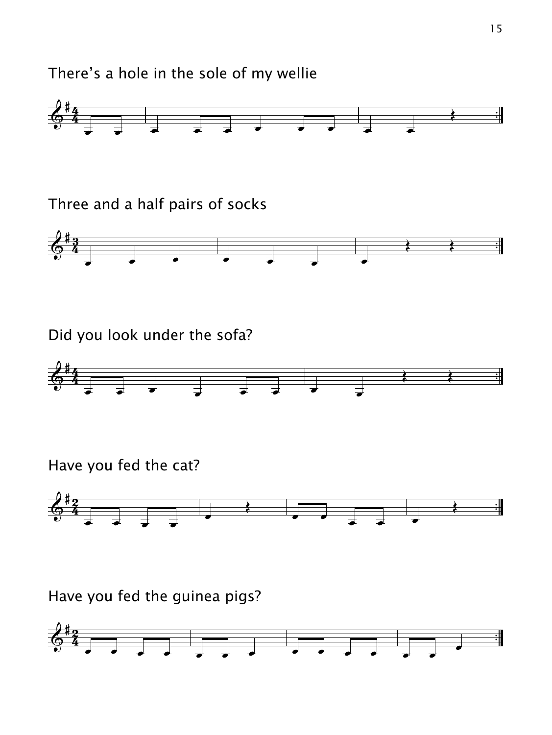There's a hole in the sole of my wellie

Three and a half pairs of socks

Did you look under the sofa?

Have you fed the cat?

Have you fed the guinea pigs?